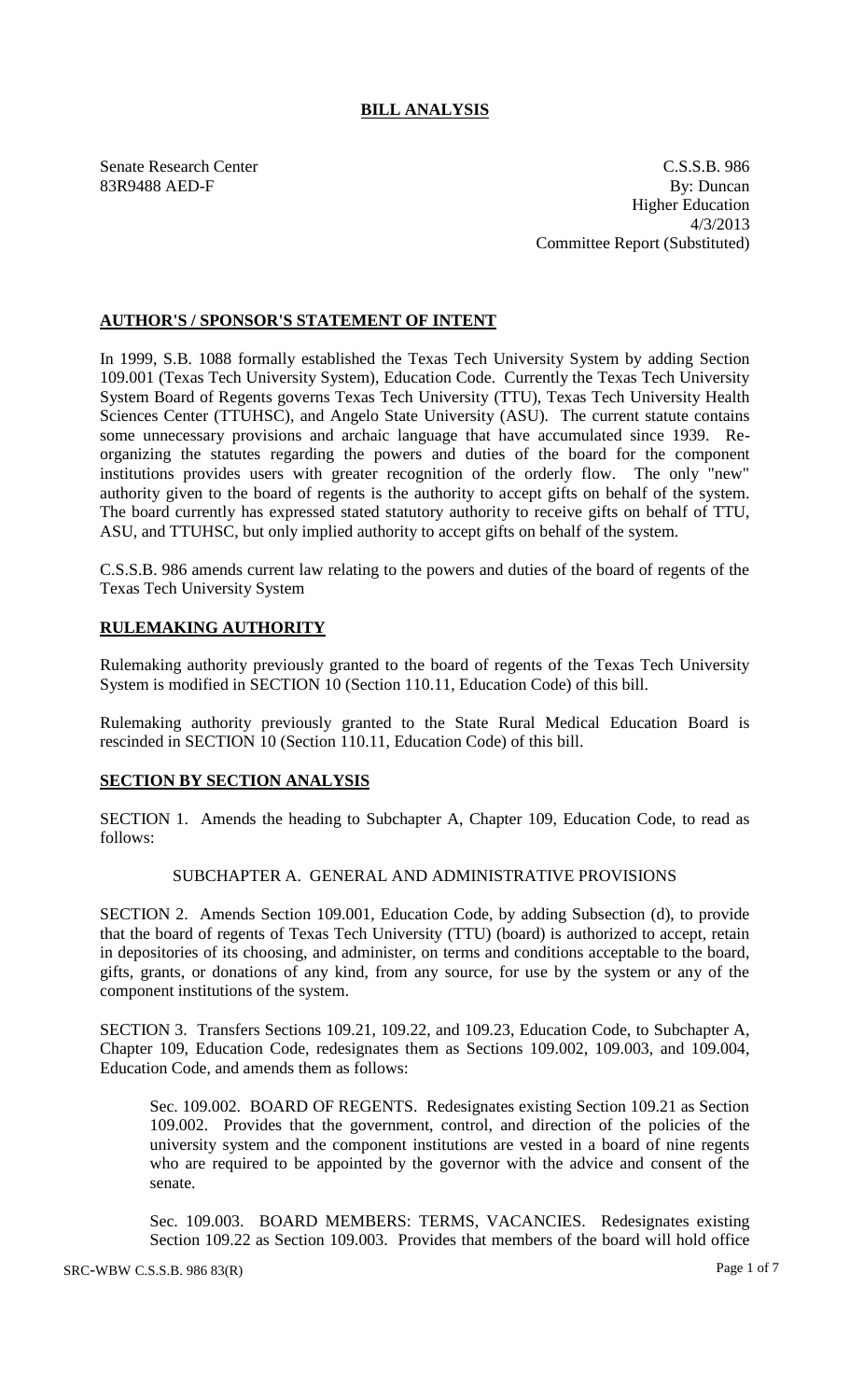# BILL ANALYSIS

Senate Research Center
83R9488 AED-F

C.S.S.B. 986
By: Duncan
Higher Education
4/3/2013
Committee Report (Substituted)

## AUTHOR'S / SPONSOR'S STATEMENT OF INTENT

In 1999, S.B. 1088 formally established the Texas Tech University System by adding Section 109.001 (Texas Tech University System), Education Code. Currently the Texas Tech University System Board of Regents governs Texas Tech University (TTU), Texas Tech University Health Sciences Center (TTUHSC), and Angelo State University (ASU). The current statute contains some unnecessary provisions and archaic language that have accumulated since 1939. Re-organizing the statutes regarding the powers and duties of the board for the component institutions provides users with greater recognition of the orderly flow. The only "new" authority given to the board of regents is the authority to accept gifts on behalf of the system. The board currently has expressed stated statutory authority to receive gifts on behalf of TTU, ASU, and TTUHSC, but only implied authority to accept gifts on behalf of the system.

C.S.S.B. 986 amends current law relating to the powers and duties of the board of regents of the Texas Tech University System

## RULEMAKING AUTHORITY

Rulemaking authority previously granted to the board of regents of the Texas Tech University System is modified in SECTION 10 (Section 110.11, Education Code) of this bill.

Rulemaking authority previously granted to the State Rural Medical Education Board is rescinded in SECTION 10 (Section 110.11, Education Code) of this bill.

## SECTION BY SECTION ANALYSIS

SECTION 1. Amends the heading to Subchapter A, Chapter 109, Education Code, to read as follows:

SUBCHAPTER A. GENERAL AND ADMINISTRATIVE PROVISIONS

SECTION 2. Amends Section 109.001, Education Code, by adding Subsection (d), to provide that the board of regents of Texas Tech University (TTU) (board) is authorized to accept, retain in depositories of its choosing, and administer, on terms and conditions acceptable to the board, gifts, grants, or donations of any kind, from any source, for use by the system or any of the component institutions of the system.

SECTION 3. Transfers Sections 109.21, 109.22, and 109.23, Education Code, to Subchapter A, Chapter 109, Education Code, redesignates them as Sections 109.002, 109.003, and 109.004, Education Code, and amends them as follows:

Sec. 109.002. BOARD OF REGENTS. Redesignates existing Section 109.21 as Section 109.002. Provides that the government, control, and direction of the policies of the university system and the component institutions are vested in a board of nine regents who are required to be appointed by the governor with the advice and consent of the senate.

Sec. 109.003. BOARD MEMBERS: TERMS, VACANCIES. Redesignates existing Section 109.22 as Section 109.003. Provides that members of the board will hold office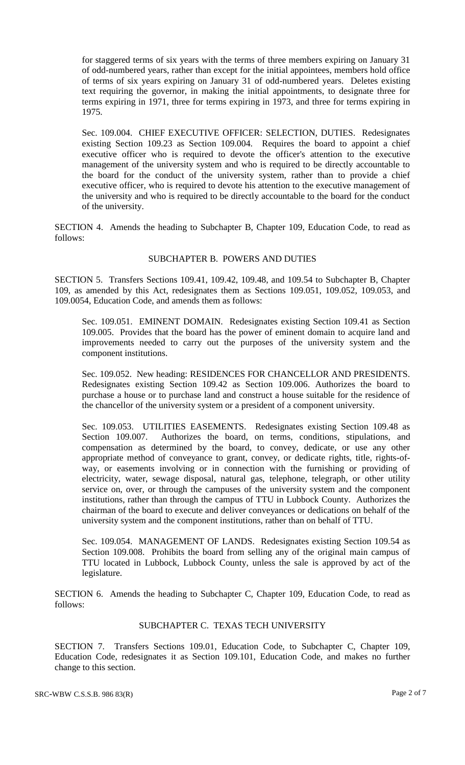for staggered terms of six years with the terms of three members expiring on January 31 of odd-numbered years, rather than except for the initial appointees, members hold office of terms of six years expiring on January 31 of odd-numbered years. Deletes existing text requiring the governor, in making the initial appointments, to designate three for terms expiring in 1971, three for terms expiring in 1973, and three for terms expiring in 1975.

Sec. 109.004. CHIEF EXECUTIVE OFFICER: SELECTION, DUTIES. Redesignates existing Section 109.23 as Section 109.004. Requires the board to appoint a chief executive officer who is required to devote the officer's attention to the executive management of the university system and who is required to be directly accountable to the board for the conduct of the university system, rather than to provide a chief executive officer, who is required to devote his attention to the executive management of the university and who is required to be directly accountable to the board for the conduct of the university.

SECTION 4. Amends the heading to Subchapter B, Chapter 109, Education Code, to read as follows:

SUBCHAPTER B. POWERS AND DUTIES

SECTION 5. Transfers Sections 109.41, 109.42, 109.48, and 109.54 to Subchapter B, Chapter 109, as amended by this Act, redesignates them as Sections 109.051, 109.052, 109.053, and 109.0054, Education Code, and amends them as follows:

Sec. 109.051. EMINENT DOMAIN. Redesignates existing Section 109.41 as Section 109.005. Provides that the board has the power of eminent domain to acquire land and improvements needed to carry out the purposes of the university system and the component institutions.

Sec. 109.052. New heading: RESIDENCES FOR CHANCELLOR AND PRESIDENTS. Redesignates existing Section 109.42 as Section 109.006. Authorizes the board to purchase a house or to purchase land and construct a house suitable for the residence of the chancellor of the university system or a president of a component university.

Sec. 109.053. UTILITIES EASEMENTS. Redesignates existing Section 109.48 as Section 109.007. Authorizes the board, on terms, conditions, stipulations, and compensation as determined by the board, to convey, dedicate, or use any other appropriate method of conveyance to grant, convey, or dedicate rights, title, rights-of-way, or easements involving or in connection with the furnishing or providing of electricity, water, sewage disposal, natural gas, telephone, telegraph, or other utility service on, over, or through the campuses of the university system and the component institutions, rather than through the campus of TTU in Lubbock County. Authorizes the chairman of the board to execute and deliver conveyances or dedications on behalf of the university system and the component institutions, rather than on behalf of TTU.

Sec. 109.054. MANAGEMENT OF LANDS. Redesignates existing Section 109.54 as Section 109.008. Prohibits the board from selling any of the original main campus of TTU located in Lubbock, Lubbock County, unless the sale is approved by act of the legislature.

SECTION 6. Amends the heading to Subchapter C, Chapter 109, Education Code, to read as follows:

SUBCHAPTER C. TEXAS TECH UNIVERSITY

SECTION 7. Transfers Sections 109.01, Education Code, to Subchapter C, Chapter 109, Education Code, redesignates it as Section 109.101, Education Code, and makes no further change to this section.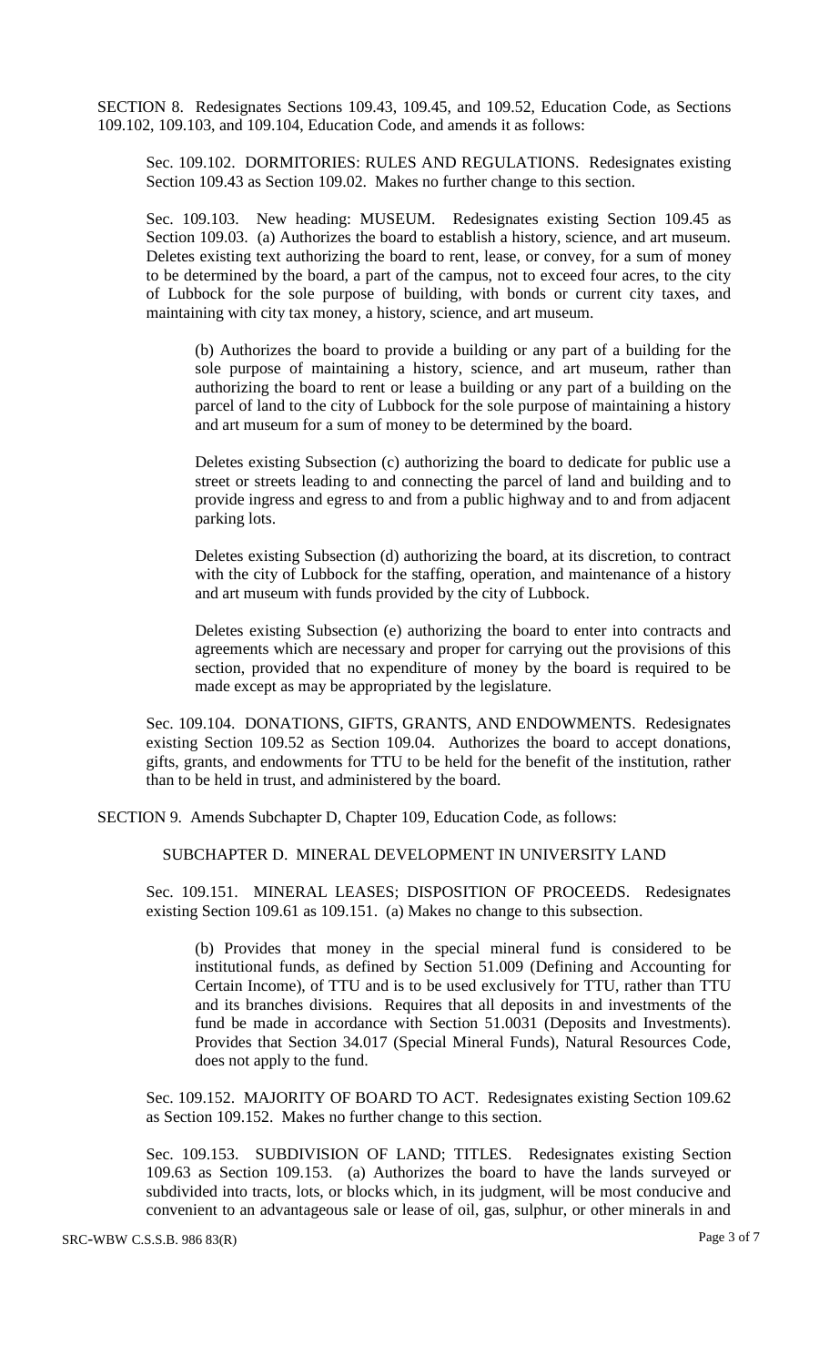SECTION 8. Redesignates Sections 109.43, 109.45, and 109.52, Education Code, as Sections 109.102, 109.103, and 109.104, Education Code, and amends it as follows:

Sec. 109.102. DORMITORIES: RULES AND REGULATIONS. Redesignates existing Section 109.43 as Section 109.02. Makes no further change to this section.

Sec. 109.103. New heading: MUSEUM. Redesignates existing Section 109.45 as Section 109.03. (a) Authorizes the board to establish a history, science, and art museum. Deletes existing text authorizing the board to rent, lease, or convey, for a sum of money to be determined by the board, a part of the campus, not to exceed four acres, to the city of Lubbock for the sole purpose of building, with bonds or current city taxes, and maintaining with city tax money, a history, science, and art museum.

(b) Authorizes the board to provide a building or any part of a building for the sole purpose of maintaining a history, science, and art museum, rather than authorizing the board to rent or lease a building or any part of a building on the parcel of land to the city of Lubbock for the sole purpose of maintaining a history and art museum for a sum of money to be determined by the board.

Deletes existing Subsection (c) authorizing the board to dedicate for public use a street or streets leading to and connecting the parcel of land and building and to provide ingress and egress to and from a public highway and to and from adjacent parking lots.

Deletes existing Subsection (d) authorizing the board, at its discretion, to contract with the city of Lubbock for the staffing, operation, and maintenance of a history and art museum with funds provided by the city of Lubbock.

Deletes existing Subsection (e) authorizing the board to enter into contracts and agreements which are necessary and proper for carrying out the provisions of this section, provided that no expenditure of money by the board is required to be made except as may be appropriated by the legislature.

Sec. 109.104. DONATIONS, GIFTS, GRANTS, AND ENDOWMENTS. Redesignates existing Section 109.52 as Section 109.04. Authorizes the board to accept donations, gifts, grants, and endowments for TTU to be held for the benefit of the institution, rather than to be held in trust, and administered by the board.

SECTION 9. Amends Subchapter D, Chapter 109, Education Code, as follows:

SUBCHAPTER D. MINERAL DEVELOPMENT IN UNIVERSITY LAND

Sec. 109.151. MINERAL LEASES; DISPOSITION OF PROCEEDS. Redesignates existing Section 109.61 as 109.151. (a) Makes no change to this subsection.

(b) Provides that money in the special mineral fund is considered to be institutional funds, as defined by Section 51.009 (Defining and Accounting for Certain Income), of TTU and is to be used exclusively for TTU, rather than TTU and its branches divisions. Requires that all deposits in and investments of the fund be made in accordance with Section 51.0031 (Deposits and Investments). Provides that Section 34.017 (Special Mineral Funds), Natural Resources Code, does not apply to the fund.

Sec. 109.152. MAJORITY OF BOARD TO ACT. Redesignates existing Section 109.62 as Section 109.152. Makes no further change to this section.

Sec. 109.153. SUBDIVISION OF LAND; TITLES. Redesignates existing Section 109.63 as Section 109.153. (a) Authorizes the board to have the lands surveyed or subdivided into tracts, lots, or blocks which, in its judgment, will be most conducive and convenient to an advantageous sale or lease of oil, gas, sulphur, or other minerals in and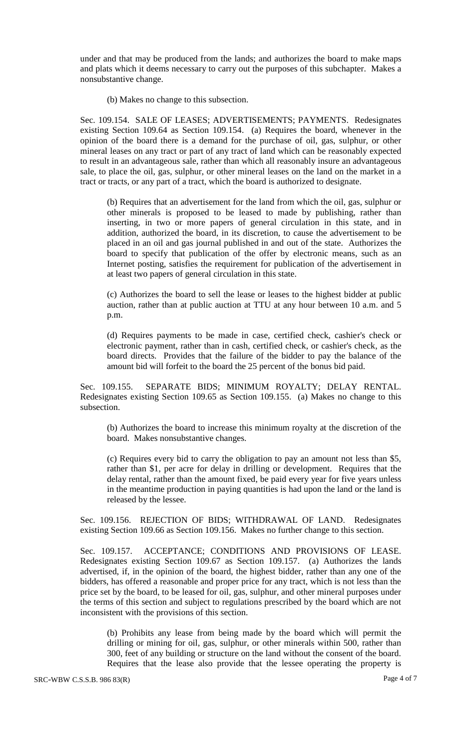under and that may be produced from the lands; and authorizes the board to make maps and plats which it deems necessary to carry out the purposes of this subchapter. Makes a nonsubstantive change.

(b) Makes no change to this subsection.

Sec. 109.154. SALE OF LEASES; ADVERTISEMENTS; PAYMENTS. Redesignates existing Section 109.64 as Section 109.154. (a) Requires the board, whenever in the opinion of the board there is a demand for the purchase of oil, gas, sulphur, or other mineral leases on any tract or part of any tract of land which can be reasonably expected to result in an advantageous sale, rather than which all reasonably insure an advantageous sale, to place the oil, gas, sulphur, or other mineral leases on the land on the market in a tract or tracts, or any part of a tract, which the board is authorized to designate.

(b) Requires that an advertisement for the land from which the oil, gas, sulphur or other minerals is proposed to be leased to made by publishing, rather than inserting, in two or more papers of general circulation in this state, and in addition, authorized the board, in its discretion, to cause the advertisement to be placed in an oil and gas journal published in and out of the state. Authorizes the board to specify that publication of the offer by electronic means, such as an Internet posting, satisfies the requirement for publication of the advertisement in at least two papers of general circulation in this state.

(c) Authorizes the board to sell the lease or leases to the highest bidder at public auction, rather than at public auction at TTU at any hour between 10 a.m. and 5 p.m.

(d) Requires payments to be made in case, certified check, cashier's check or electronic payment, rather than in cash, certified check, or cashier's check, as the board directs. Provides that the failure of the bidder to pay the balance of the amount bid will forfeit to the board the 25 percent of the bonus bid paid.

Sec. 109.155. SEPARATE BIDS; MINIMUM ROYALTY; DELAY RENTAL. Redesignates existing Section 109.65 as Section 109.155. (a) Makes no change to this subsection.

(b) Authorizes the board to increase this minimum royalty at the discretion of the board. Makes nonsubstantive changes.

(c) Requires every bid to carry the obligation to pay an amount not less than $5, rather than $1, per acre for delay in drilling or development. Requires that the delay rental, rather than the amount fixed, be paid every year for five years unless in the meantime production in paying quantities is had upon the land or the land is released by the lessee.

Sec. 109.156. REJECTION OF BIDS; WITHDRAWAL OF LAND. Redesignates existing Section 109.66 as Section 109.156. Makes no further change to this section.

Sec. 109.157. ACCEPTANCE; CONDITIONS AND PROVISIONS OF LEASE. Redesignates existing Section 109.67 as Section 109.157. (a) Authorizes the lands advertised, if, in the opinion of the board, the highest bidder, rather than any one of the bidders, has offered a reasonable and proper price for any tract, which is not less than the price set by the board, to be leased for oil, gas, sulphur, and other mineral purposes under the terms of this section and subject to regulations prescribed by the board which are not inconsistent with the provisions of this section.

(b) Prohibits any lease from being made by the board which will permit the drilling or mining for oil, gas, sulphur, or other minerals within 500, rather than 300, feet of any building or structure on the land without the consent of the board. Requires that the lease also provide that the lessee operating the property is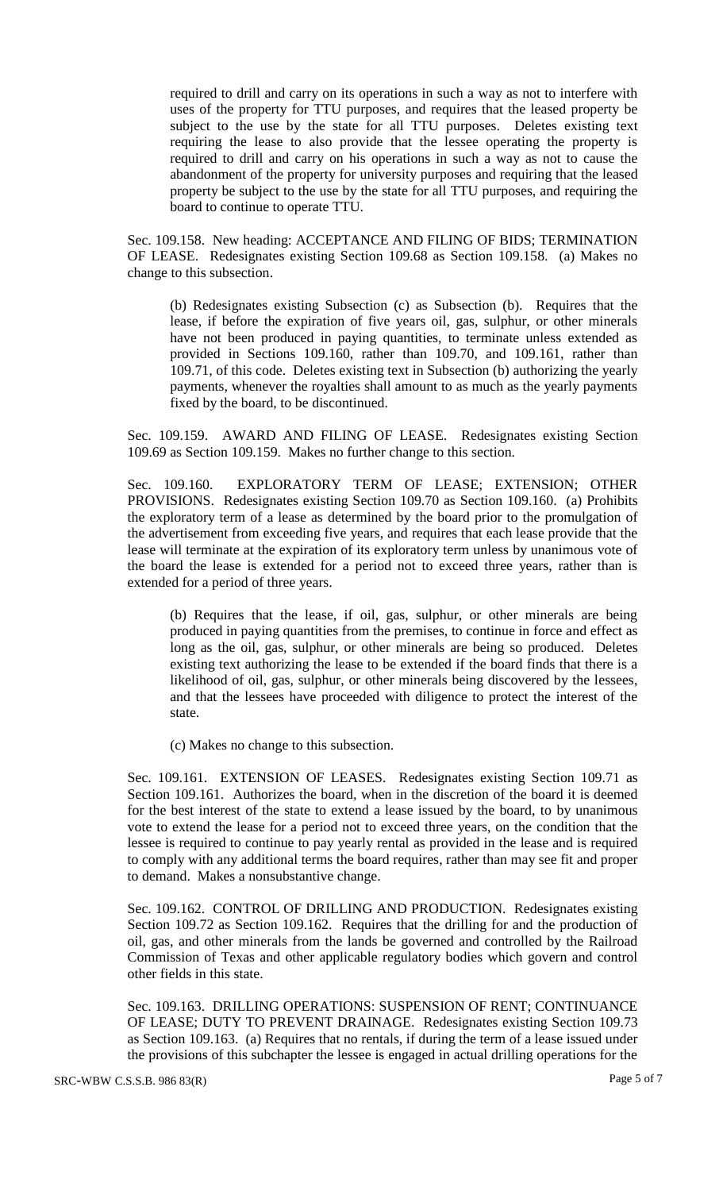required to drill and carry on its operations in such a way as not to interfere with uses of the property for TTU purposes, and requires that the leased property be subject to the use by the state for all TTU purposes. Deletes existing text requiring the lease to also provide that the lessee operating the property is required to drill and carry on his operations in such a way as not to cause the abandonment of the property for university purposes and requiring that the leased property be subject to the use by the state for all TTU purposes, and requiring the board to continue to operate TTU.

Sec. 109.158. New heading: ACCEPTANCE AND FILING OF BIDS; TERMINATION OF LEASE. Redesignates existing Section 109.68 as Section 109.158. (a) Makes no change to this subsection.

(b) Redesignates existing Subsection (c) as Subsection (b). Requires that the lease, if before the expiration of five years oil, gas, sulphur, or other minerals have not been produced in paying quantities, to terminate unless extended as provided in Sections 109.160, rather than 109.70, and 109.161, rather than 109.71, of this code. Deletes existing text in Subsection (b) authorizing the yearly payments, whenever the royalties shall amount to as much as the yearly payments fixed by the board, to be discontinued.

Sec. 109.159. AWARD AND FILING OF LEASE. Redesignates existing Section 109.69 as Section 109.159. Makes no further change to this section.

Sec. 109.160. EXPLORATORY TERM OF LEASE; EXTENSION; OTHER PROVISIONS. Redesignates existing Section 109.70 as Section 109.160. (a) Prohibits the exploratory term of a lease as determined by the board prior to the promulgation of the advertisement from exceeding five years, and requires that each lease provide that the lease will terminate at the expiration of its exploratory term unless by unanimous vote of the board the lease is extended for a period not to exceed three years, rather than is extended for a period of three years.

(b) Requires that the lease, if oil, gas, sulphur, or other minerals are being produced in paying quantities from the premises, to continue in force and effect as long as the oil, gas, sulphur, or other minerals are being so produced. Deletes existing text authorizing the lease to be extended if the board finds that there is a likelihood of oil, gas, sulphur, or other minerals being discovered by the lessees, and that the lessees have proceeded with diligence to protect the interest of the state.

(c) Makes no change to this subsection.

Sec. 109.161. EXTENSION OF LEASES. Redesignates existing Section 109.71 as Section 109.161. Authorizes the board, when in the discretion of the board it is deemed for the best interest of the state to extend a lease issued by the board, to by unanimous vote to extend the lease for a period not to exceed three years, on the condition that the lessee is required to continue to pay yearly rental as provided in the lease and is required to comply with any additional terms the board requires, rather than may see fit and proper to demand. Makes a nonsubstantive change.

Sec. 109.162. CONTROL OF DRILLING AND PRODUCTION. Redesignates existing Section 109.72 as Section 109.162. Requires that the drilling for and the production of oil, gas, and other minerals from the lands be governed and controlled by the Railroad Commission of Texas and other applicable regulatory bodies which govern and control other fields in this state.

Sec. 109.163. DRILLING OPERATIONS: SUSPENSION OF RENT; CONTINUANCE OF LEASE; DUTY TO PREVENT DRAINAGE. Redesignates existing Section 109.73 as Section 109.163. (a) Requires that no rentals, if during the term of a lease issued under the provisions of this subchapter the lessee is engaged in actual drilling operations for the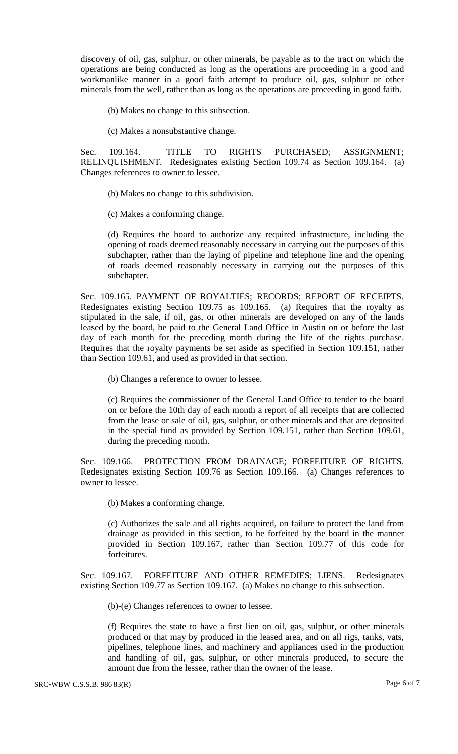discovery of oil, gas, sulphur, or other minerals, be payable as to the tract on which the operations are being conducted as long as the operations are proceeding in a good and workmanlike manner in a good faith attempt to produce oil, gas, sulphur or other minerals from the well, rather than as long as the operations are proceeding in good faith.

(b) Makes no change to this subsection.

(c) Makes a nonsubstantive change.

Sec. 109.164. TITLE TO RIGHTS PURCHASED; ASSIGNMENT; RELINQUISHMENT. Redesignates existing Section 109.74 as Section 109.164. (a) Changes references to owner to lessee.

(b) Makes no change to this subdivision.

(c) Makes a conforming change.

(d) Requires the board to authorize any required infrastructure, including the opening of roads deemed reasonably necessary in carrying out the purposes of this subchapter, rather than the laying of pipeline and telephone line and the opening of roads deemed reasonably necessary in carrying out the purposes of this subchapter.

Sec. 109.165. PAYMENT OF ROYALTIES; RECORDS; REPORT OF RECEIPTS. Redesignates existing Section 109.75 as 109.165. (a) Requires that the royalty as stipulated in the sale, if oil, gas, or other minerals are developed on any of the lands leased by the board, be paid to the General Land Office in Austin on or before the last day of each month for the preceding month during the life of the rights purchase. Requires that the royalty payments be set aside as specified in Section 109.151, rather than Section 109.61, and used as provided in that section.

(b) Changes a reference to owner to lessee.

(c) Requires the commissioner of the General Land Office to tender to the board on or before the 10th day of each month a report of all receipts that are collected from the lease or sale of oil, gas, sulphur, or other minerals and that are deposited in the special fund as provided by Section 109.151, rather than Section 109.61, during the preceding month.

Sec. 109.166. PROTECTION FROM DRAINAGE; FORFEITURE OF RIGHTS. Redesignates existing Section 109.76 as Section 109.166. (a) Changes references to owner to lessee.

(b) Makes a conforming change.

(c) Authorizes the sale and all rights acquired, on failure to protect the land from drainage as provided in this section, to be forfeited by the board in the manner provided in Section 109.167, rather than Section 109.77 of this code for forfeitures.

Sec. 109.167. FORFEITURE AND OTHER REMEDIES; LIENS. Redesignates existing Section 109.77 as Section 109.167. (a) Makes no change to this subsection.

(b)-(e) Changes references to owner to lessee.

(f) Requires the state to have a first lien on oil, gas, sulphur, or other minerals produced or that may by produced in the leased area, and on all rigs, tanks, vats, pipelines, telephone lines, and machinery and appliances used in the production and handling of oil, gas, sulphur, or other minerals produced, to secure the amount due from the lessee, rather than the owner of the lease.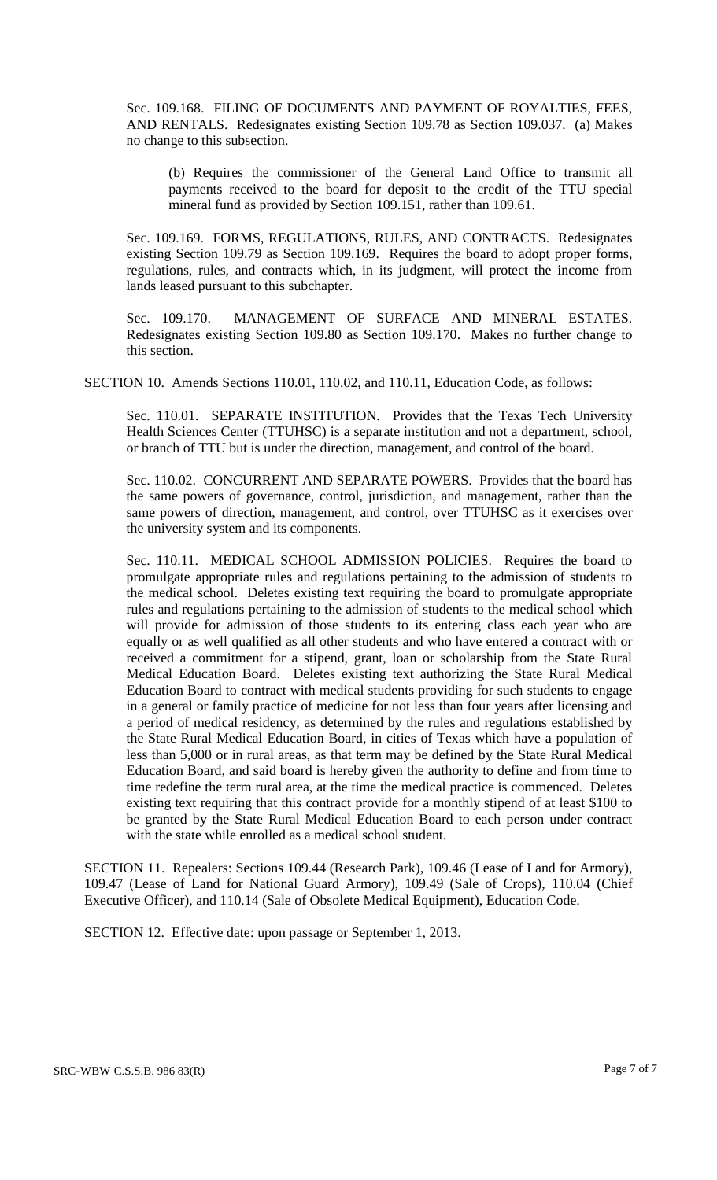Sec. 109.168. FILING OF DOCUMENTS AND PAYMENT OF ROYALTIES, FEES, AND RENTALS. Redesignates existing Section 109.78 as Section 109.037. (a) Makes no change to this subsection.

(b) Requires the commissioner of the General Land Office to transmit all payments received to the board for deposit to the credit of the TTU special mineral fund as provided by Section 109.151, rather than 109.61.

Sec. 109.169. FORMS, REGULATIONS, RULES, AND CONTRACTS. Redesignates existing Section 109.79 as Section 109.169. Requires the board to adopt proper forms, regulations, rules, and contracts which, in its judgment, will protect the income from lands leased pursuant to this subchapter.

Sec. 109.170. MANAGEMENT OF SURFACE AND MINERAL ESTATES. Redesignates existing Section 109.80 as Section 109.170. Makes no further change to this section.

SECTION 10. Amends Sections 110.01, 110.02, and 110.11, Education Code, as follows:

Sec. 110.01. SEPARATE INSTITUTION. Provides that the Texas Tech University Health Sciences Center (TTUHSC) is a separate institution and not a department, school, or branch of TTU but is under the direction, management, and control of the board.

Sec. 110.02. CONCURRENT AND SEPARATE POWERS. Provides that the board has the same powers of governance, control, jurisdiction, and management, rather than the same powers of direction, management, and control, over TTUHSC as it exercises over the university system and its components.

Sec. 110.11. MEDICAL SCHOOL ADMISSION POLICIES. Requires the board to promulgate appropriate rules and regulations pertaining to the admission of students to the medical school. Deletes existing text requiring the board to promulgate appropriate rules and regulations pertaining to the admission of students to the medical school which will provide for admission of those students to its entering class each year who are equally or as well qualified as all other students and who have entered a contract with or received a commitment for a stipend, grant, loan or scholarship from the State Rural Medical Education Board. Deletes existing text authorizing the State Rural Medical Education Board to contract with medical students providing for such students to engage in a general or family practice of medicine for not less than four years after licensing and a period of medical residency, as determined by the rules and regulations established by the State Rural Medical Education Board, in cities of Texas which have a population of less than 5,000 or in rural areas, as that term may be defined by the State Rural Medical Education Board, and said board is hereby given the authority to define and from time to time redefine the term rural area, at the time the medical practice is commenced. Deletes existing text requiring that this contract provide for a monthly stipend of at least $100 to be granted by the State Rural Medical Education Board to each person under contract with the state while enrolled as a medical school student.

SECTION 11. Repealers: Sections 109.44 (Research Park), 109.46 (Lease of Land for Armory), 109.47 (Lease of Land for National Guard Armory), 109.49 (Sale of Crops), 110.04 (Chief Executive Officer), and 110.14 (Sale of Obsolete Medical Equipment), Education Code.

SECTION 12. Effective date: upon passage or September 1, 2013.